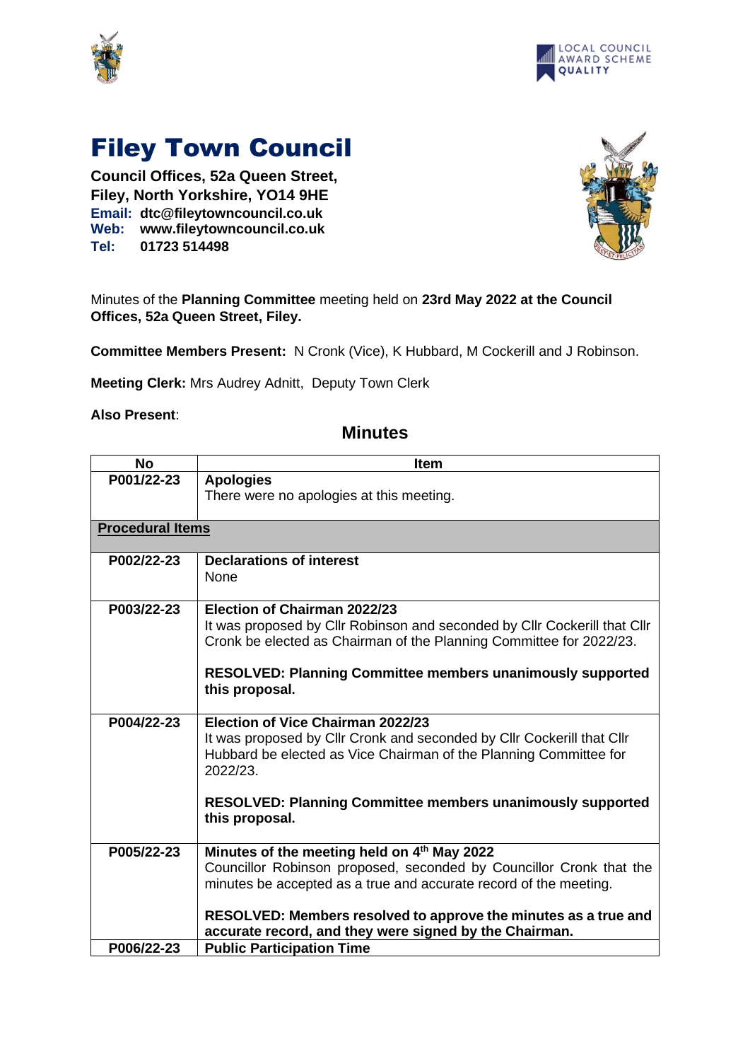# Filey Town Council

**Council Offices, 52a Queen Street,**
**Filey, North Yorkshire, YO14 9HE**
**Email: dtc@fileytowncouncil.co.uk**
**Web: www.fileytowncouncil.co.uk**
**Tel: 01723 514498**

Minutes of the **Planning Committee** meeting held on **23rd May 2022 at the Council Offices, 52a Queen Street, Filey.**

**Committee Members Present:** N Cronk (Vice), K Hubbard, M Cockerill and J Robinson.

**Meeting Clerk:** Mrs Audrey Adnitt, Deputy Town Clerk

**Also Present**:

## Minutes

| No | Item |
|---|---|
| P001/22-23 | **Apologies**<br>There were no apologies at this meeting. |
| **Procedural Items** | |
| P002/22-23 | **Declarations of interest**<br>None |
| P003/22-23 | **Election of Chairman 2022/23**<br>It was proposed by Cllr Robinson and seconded by Cllr Cockerill that Cllr Cronk be elected as Chairman of the Planning Committee for 2022/23.<br><br>**RESOLVED: Planning Committee members unanimously supported this proposal.** |
| P004/22-23 | **Election of Vice Chairman 2022/23**<br>It was proposed by Cllr Cronk and seconded by Cllr Cockerill that Cllr Hubbard be elected as Vice Chairman of the Planning Committee for 2022/23.<br><br>**RESOLVED: Planning Committee members unanimously supported this proposal.** |
| P005/22-23 | **Minutes of the meeting held on 4th May 2022**<br>Councillor Robinson proposed, seconded by Councillor Cronk that the minutes be accepted as a true and accurate record of the meeting.<br><br>**RESOLVED: Members resolved to approve the minutes as a true and accurate record, and they were signed by the Chairman.** |
| P006/22-23 | **Public Participation Time** |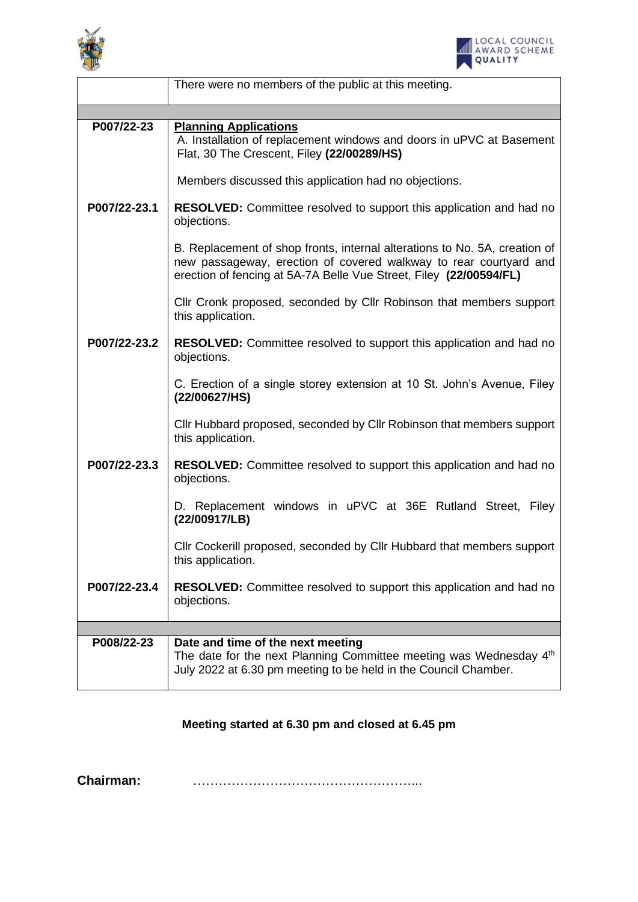| | |
|---|---|
| | There were no members of the public at this meeting. |
| | |
| P007/22-23 | **Planning Applications**<br>A. Installation of replacement windows and doors in uPVC at Basement Flat, 30 The Crescent, Filey **(22/00289/HS)**<br><br>Members discussed this application had no objections. |
| P007/22-23.1 | **RESOLVED:** Committee resolved to support this application and had no objections.<br><br>B. Replacement of shop fronts, internal alterations to No. 5A, creation of new passageway, erection of covered walkway to rear courtyard and erection of fencing at 5A-7A Belle Vue Street, Filey **(22/00594/FL)**<br><br>Cllr Cronk proposed, seconded by Cllr Robinson that members support this application. |
| P007/22-23.2 | **RESOLVED:** Committee resolved to support this application and had no objections.<br><br>C. Erection of a single storey extension at 10 St. John's Avenue, Filey **(22/00627/HS)**<br><br>Cllr Hubbard proposed, seconded by Cllr Robinson that members support this application. |
| P007/22-23.3 | **RESOLVED:** Committee resolved to support this application and had no objections.<br><br>D. Replacement windows in uPVC at 36E Rutland Street, Filey **(22/00917/LB)**<br><br>Cllr Cockerill proposed, seconded by Cllr Hubbard that members support this application. |
| P007/22-23.4 | **RESOLVED:** Committee resolved to support this application and had no objections. |
| | |
| P008/22-23 | **Date and time of the next meeting**<br>The date for the next Planning Committee meeting was Wednesday 4th July 2022 at 6.30 pm meeting to be held in the Council Chamber. |

**Meeting started at 6.30 pm and closed at 6.45 pm**

**Chairman:** ……………………………………………...